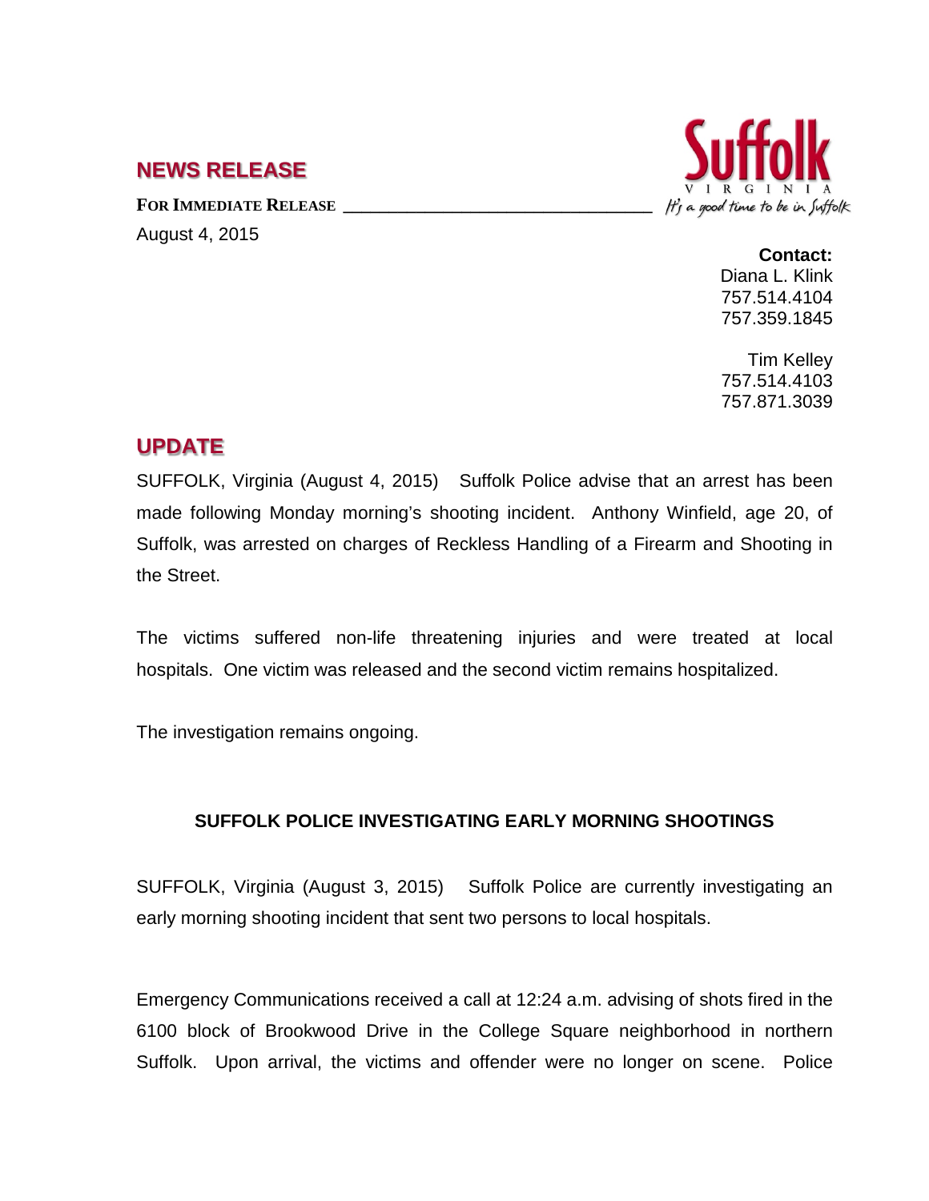## NEWS RELEASE

**FOR IMMEDIATE RELEASE**

August 4, 2015

Suffolk
VIRGINIA
It's a good time to be in Suffolk

**Contact:**
Diana L. Klink
757.514.4104
757.359.1845

Tim Kelley
757.514.4103
757.871.3039

## UPDATE

SUFFOLK, Virginia (August 4, 2015) Suffolk Police advise that an arrest has been made following Monday morning's shooting incident. Anthony Winfield, age 20, of Suffolk, was arrested on charges of Reckless Handling of a Firearm and Shooting in the Street.

The victims suffered non-life threatening injuries and were treated at local hospitals. One victim was released and the second victim remains hospitalized.

The investigation remains ongoing.

**SUFFOLK POLICE INVESTIGATING EARLY MORNING SHOOTINGS**

SUFFOLK, Virginia (August 3, 2015) Suffolk Police are currently investigating an early morning shooting incident that sent two persons to local hospitals.

Emergency Communications received a call at 12:24 a.m. advising of shots fired in the 6100 block of Brookwood Drive in the College Square neighborhood in northern Suffolk. Upon arrival, the victims and offender were no longer on scene. Police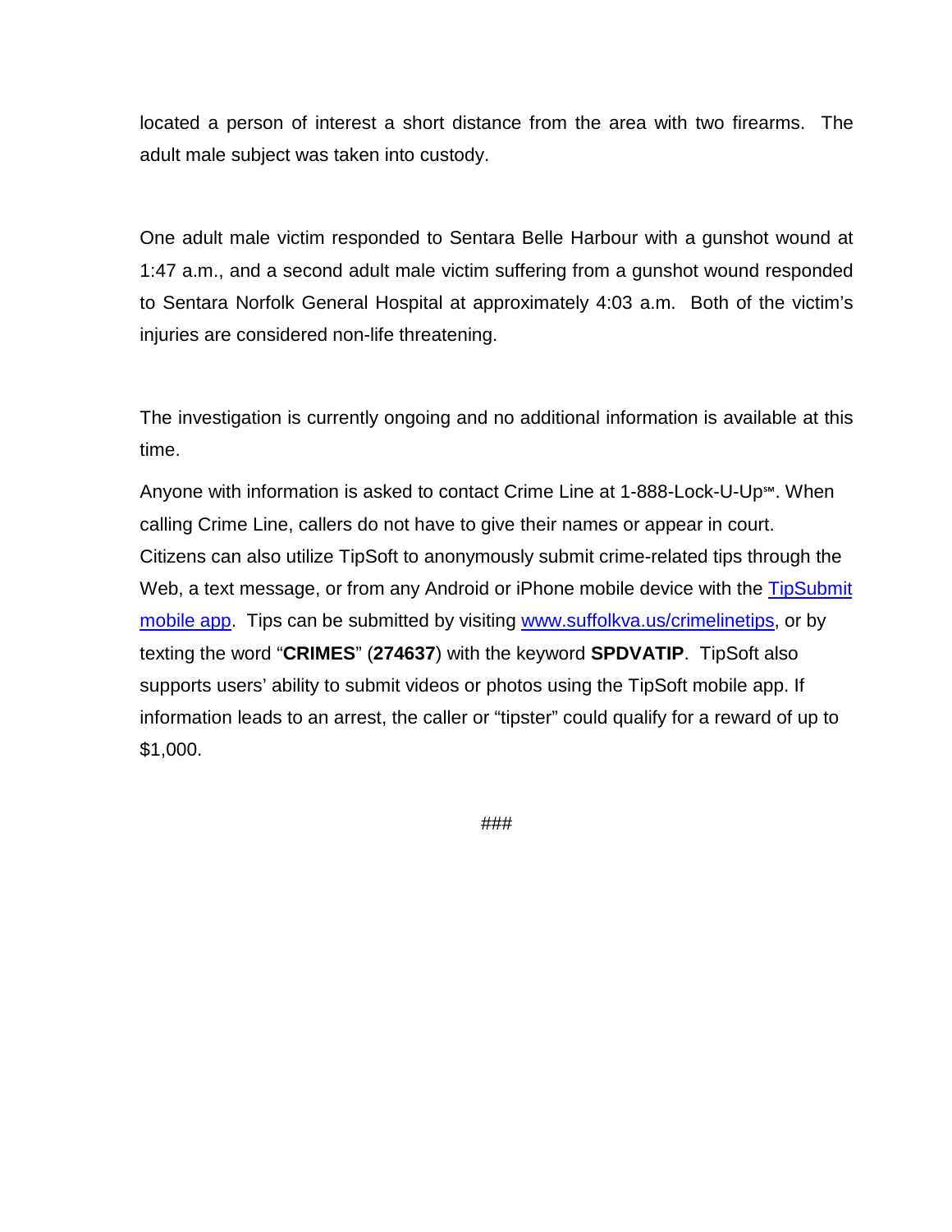located a person of interest a short distance from the area with two firearms. The adult male subject was taken into custody.

One adult male victim responded to Sentara Belle Harbour with a gunshot wound at 1:47 a.m., and a second adult male victim suffering from a gunshot wound responded to Sentara Norfolk General Hospital at approximately 4:03 a.m. Both of the victim's injuries are considered non-life threatening.

The investigation is currently ongoing and no additional information is available at this time.

Anyone with information is asked to contact Crime Line at 1-888-Lock-U-Up℠. When calling Crime Line, callers do not have to give their names or appear in court. Citizens can also utilize TipSoft to anonymously submit crime-related tips through the Web, a text message, or from any Android or iPhone mobile device with the TipSubmit mobile app. Tips can be submitted by visiting www.suffolkva.us/crimelinetips, or by texting the word "**CRIMES**" (**274637**) with the keyword **SPDVATIP**. TipSoft also supports users' ability to submit videos or photos using the TipSoft mobile app. If information leads to an arrest, the caller or "tipster" could qualify for a reward of up to $1,000.

###